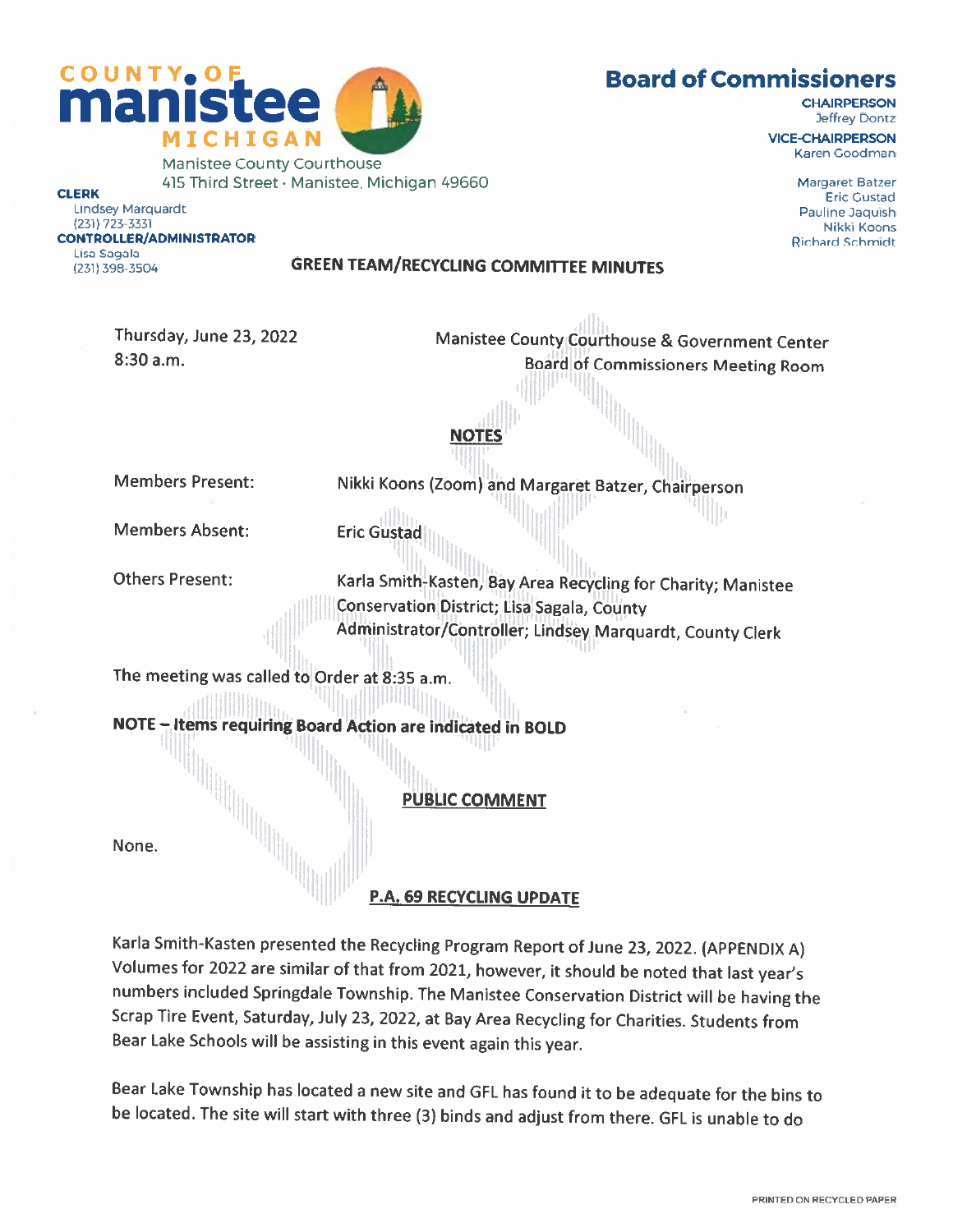COUNTY OF **manistee** MICHIGAN

Manistee County Courthouse
415 Third Street · Manistee, Michigan 49660

**CLERK**
Lindsey Marquardt
(231) 723-3331

**CONTROLLER/ADMINISTRATOR**
Lisa Sagala
(231) 398-3504

# Board of Commissioners

**CHAIRPERSON**
Jeffrey Dontz

**VICE-CHAIRPERSON**
Karen Goodman

Margaret Batzer
Eric Gustad
Pauline Jaquish
Nikki Koons
Richard Schmidt

## GREEN TEAM/RECYCLING COMMITTEE MINUTES

Thursday, June 23, 2022
8:30 a.m.

Manistee County Courthouse & Government Center
Board of Commissioners Meeting Room

### NOTES

Members Present: Nikki Koons (Zoom) and Margaret Batzer, Chairperson

Members Absent: Eric Gustad

Others Present: Karla Smith-Kasten, Bay Area Recycling for Charity; Manistee Conservation District; Lisa Sagala, County Administrator/Controller; Lindsey Marquardt, County Clerk

The meeting was called to Order at 8:35 a.m.

**NOTE – Items requiring Board Action are indicated in BOLD**

### PUBLIC COMMENT

None.

### P.A. 69 RECYCLING UPDATE

Karla Smith-Kasten presented the Recycling Program Report of June 23, 2022. (APPENDIX A) Volumes for 2022 are similar of that from 2021, however, it should be noted that last year's numbers included Springdale Township. The Manistee Conservation District will be having the Scrap Tire Event, Saturday, July 23, 2022, at Bay Area Recycling for Charities. Students from Bear Lake Schools will be assisting in this event again this year.

Bear Lake Township has located a new site and GFL has found it to be adequate for the bins to be located. The site will start with three (3) binds and adjust from there. GFL is unable to do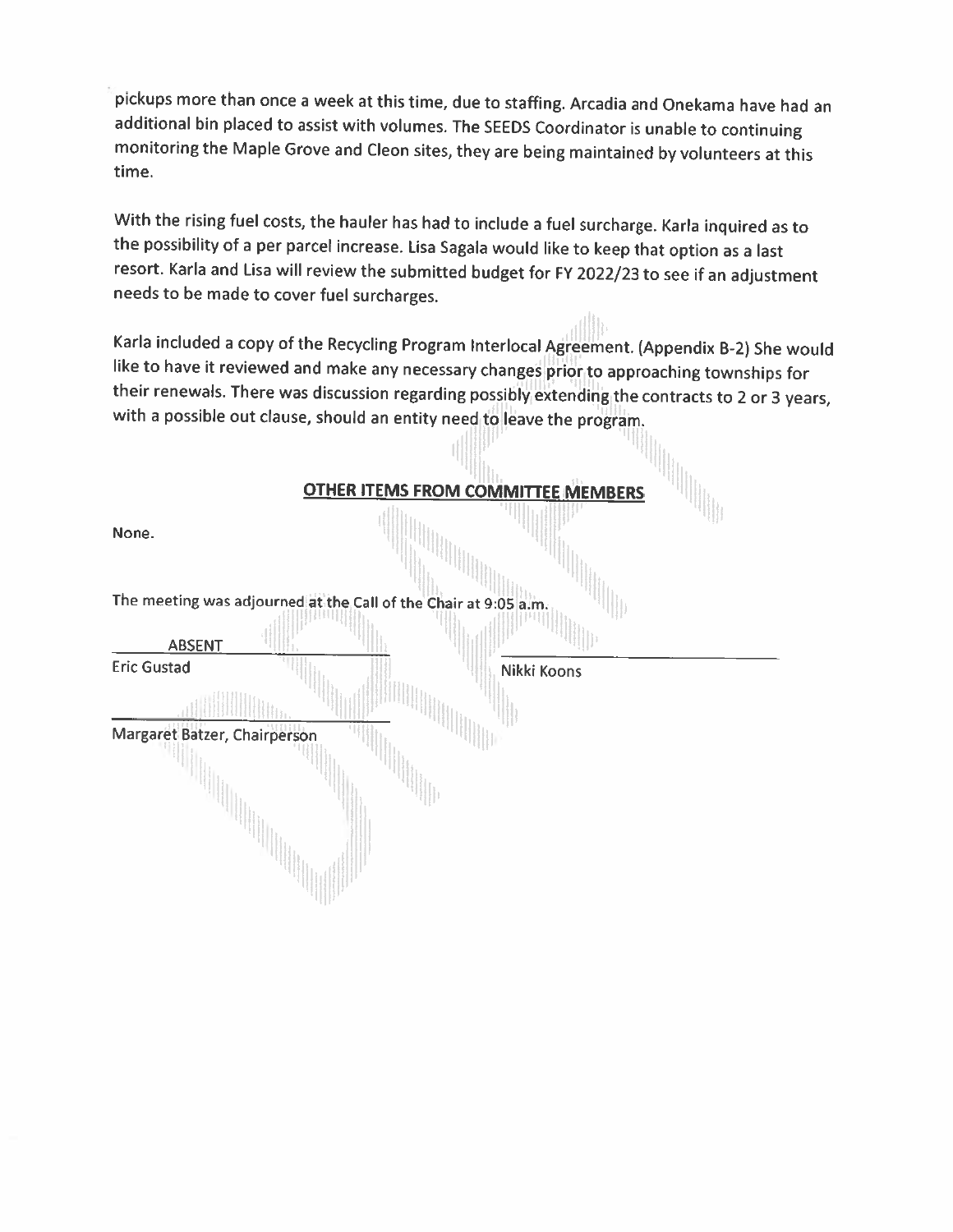pickups more than once a week at this time, due to staffing. Arcadia and Onekama have had an additional bin placed to assist with volumes. The SEEDS Coordinator is unable to continuing monitoring the Maple Grove and Cleon sites, they are being maintained by volunteers at this time.

With the rising fuel costs, the hauler has had to include a fuel surcharge. Karla inquired as to the possibility of a per parcel increase. Lisa Sagala would like to keep that option as a last resort. Karla and Lisa will review the submitted budget for FY 2022/23 to see if an adjustment needs to be made to cover fuel surcharges.

Karla included a copy of the Recycling Program Interlocal Agreement. (Appendix B-2) She would like to have it reviewed and make any necessary changes prior to approaching townships for their renewals. There was discussion regarding possibly extending the contracts to 2 or 3 years, with a possible out clause, should an entity need to leave the program.

## OTHER ITEMS FROM COMMITTEE MEMBERS

None.

The meeting was adjourned at the Call of the Chair at 9:05 a.m.

ABSENT
Eric Gustad

Nikki Koons

Margaret Batzer, Chairperson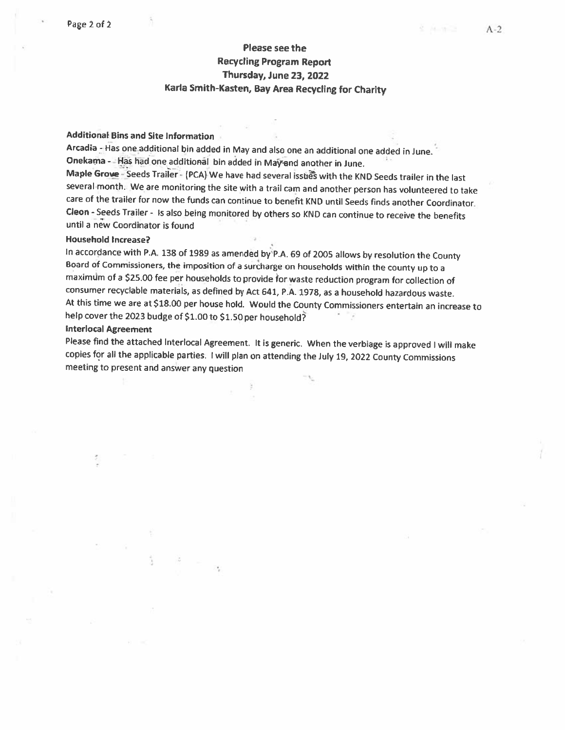**Please see the**
**Recycling Program Report**
**Thursday, June 23, 2022**
**Karla Smith-Kasten, Bay Area Recycling for Charity**

**Additional Bins and Site Information**

**Arcadia** - Has one additional bin added in May and also one an additional one added in June.
**Onekama** - Has had one additional bin added in May and another in June.
**Maple Grove** - Seeds Trailer - (PCA) We have had several issues with the KND Seeds trailer in the last several month. We are monitoring the site with a trail cam and another person has volunteered to take care of the trailer for now the funds can continue to benefit KND until Seeds finds another Coordinator.
**Cleon** - Seeds Trailer - Is also being monitored by others so KND can continue to receive the benefits until a new Coordinator is found

**Household Increase?**

In accordance with P.A. 138 of 1989 as amended by P.A. 69 of 2005 allows by resolution the County Board of Commissioners, the imposition of a surcharge on households within the county up to a maximum of a $25.00 fee per households to provide for waste reduction program for collection of consumer recyclable materials, as defined by Act 641, P.A. 1978, as a household hazardous waste. At this time we are at $18.00 per house hold. Would the County Commissioners entertain an increase to help cover the 2023 budge of $1.00 to $1.50 per household?

**Interlocal Agreement**

Please find the attached Interlocal Agreement. It is generic. When the verbiage is approved I will make copies for all the applicable parties. I will plan on attending the July 19, 2022 County Commissions meeting to present and answer any question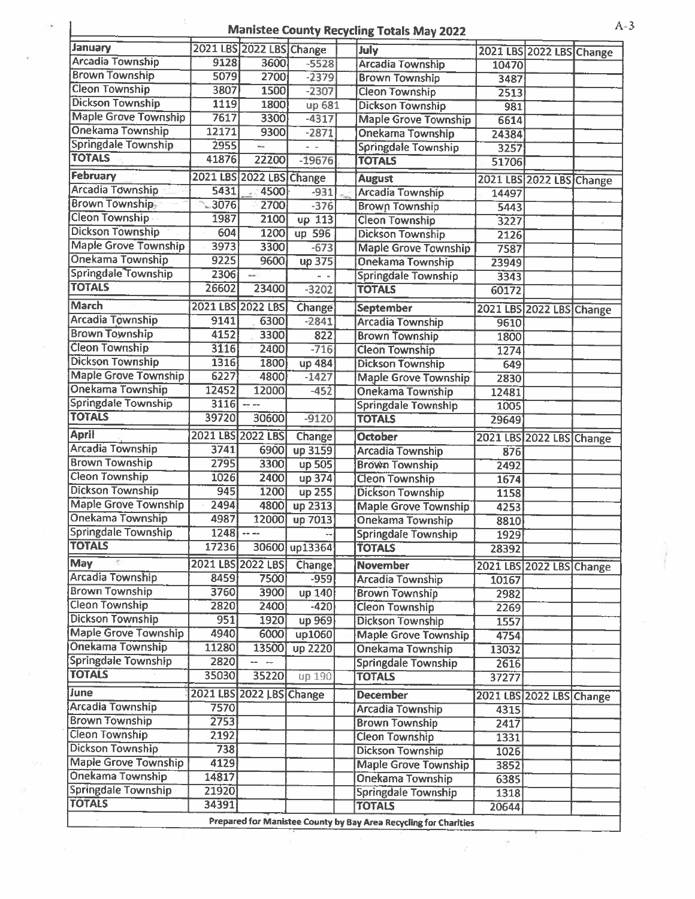# Manistee County Recycling Totals May 2022

| January | 2021 LBS | 2022 LBS | Change |
|---|---|---|---|
| Arcadia Township | 9128 | 3600 | -5528 |
| Brown Township | 5079 | 2700 | -2379 |
| Cleon Township | 3807 | 1500 | -2307 |
| Dickson Township | 1119 | 1800 | up 681 |
| Maple Grove Township | 7617 | 3300 | -4317 |
| Onekama Township | 12171 | 9300 | -2871 |
| Springdale Township | 2955 | -- | - - |
| **TOTALS** | 41876 | 22200 | -19676 |

| February | 2021 LBS | 2022 LBS | Change |
|---|---|---|---|
| Arcadia Township | 5431 | 4500 | -931 |
| Brown Township | 3076 | 2700 | -376 |
| Cleon Township | 1987 | 2100 | up 113 |
| Dickson Township | 604 | 1200 | up 596 |
| Maple Grove Township | 3973 | 3300 | -673 |
| Onekama Township | 9225 | 9600 | up 375 |
| Springdale Township | 2306 | -- | - - |
| **TOTALS** | 26602 | 23400 | -3202 |

| March | 2021 LBS | 2022 LBS | Change |
|---|---|---|---|
| Arcadia Township | 9141 | 6300 | -2841 |
| Brown Township | 4152 | 3300 | 822 |
| Cleon Township | 3116 | 2400 | -716 |
| Dickson Township | 1316 | 1800 | up 484 |
| Maple Grove Township | 6227 | 4800 | -1427 |
| Onekama Township | 12452 | 12000 | -452 |
| Springdale Township | 3116 | -- -- | |
| **TOTALS** | 39720 | 30600 | -9120 |

| April | 2021 LBS | 2022 LBS | Change |
|---|---|---|---|
| Arcadia Township | 3741 | 6900 | up 3159 |
| Brown Township | 2795 | 3300 | up 505 |
| Cleon Township | 1026 | 2400 | up 374 |
| Dickson Township | 945 | 1200 | up 255 |
| Maple Grove Township | 2494 | 4800 | up 2313 |
| Onekama Township | 4987 | 12000 | up 7013 |
| Springdale Township | 1248 | -- -- | -- |
| **TOTALS** | 17236 | 30600 | up13364 |

| May | 2021 LBS | 2022 LBS | Change |
|---|---|---|---|
| Arcadia Township | 8459 | 7500 | -959 |
| Brown Township | 3760 | 3900 | up 140 |
| Cleon Township | 2820 | 2400 | -420 |
| Dickson Township | 951 | 1920 | up 969 |
| Maple Grove Township | 4940 | 6000 | up1060 |
| Onekama Township | 11280 | 13500 | up 2220 |
| Springdale Township | 2820 | -- -- | |
| **TOTALS** | 35030 | 35220 | up 190 |

| June | 2021 LBS | 2022 LBS | Change |
|---|---|---|---|
| Arcadia Township | 7570 | | |
| Brown Township | 2753 | | |
| Cleon Township | 2192 | | |
| Dickson Township | 738 | | |
| Maple Grove Township | 4129 | | |
| Onekama Township | 14817 | | |
| Springdale Township | 21920 | | |
| **TOTALS** | 34391 | | |

| July | 2021 LBS | 2022 LBS | Change |
|---|---|---|---|
| Arcadia Township | 10470 | | |
| Brown Township | 3487 | | |
| Cleon Township | 2513 | | |
| Dickson Township | 981 | | |
| Maple Grove Township | 6614 | | |
| Onekama Township | 24384 | | |
| Springdale Township | 3257 | | |
| **TOTALS** | 51706 | | |

| August | 2021 LBS | 2022 LBS | Change |
|---|---|---|---|
| Arcadia Township | 14497 | | |
| Brown Township | 5443 | | |
| Cleon Township | 3227 | | |
| Dickson Township | 2126 | | |
| Maple Grove Township | 7587 | | |
| Onekama Township | 23949 | | |
| Springdale Township | 3343 | | |
| **TOTALS** | 60172 | | |

| September | 2021 LBS | 2022 LBS | Change |
|---|---|---|---|
| Arcadia Township | 9610 | | |
| Brown Township | 1800 | | |
| Cleon Township | 1274 | | |
| Dickson Township | 649 | | |
| Maple Grove Township | 2830 | | |
| Onekama Township | 12481 | | |
| Springdale Township | 1005 | | |
| **TOTALS** | 29649 | | |

| October | 2021 LBS | 2022 LBS | Change |
|---|---|---|---|
| Arcadia Township | 876 | | |
| Brown Township | 2492 | | |
| Cleon Township | 1674 | | |
| Dickson Township | 1158 | | |
| Maple Grove Township | 4253 | | |
| Onekama Township | 8810 | | |
| Springdale Township | 1929 | | |
| **TOTALS** | 28392 | | |

| November | 2021 LBS | 2022 LBS | Change |
|---|---|---|---|
| Arcadia Township | 10167 | | |
| Brown Township | 2982 | | |
| Cleon Township | 2269 | | |
| Dickson Township | 1557 | | |
| Maple Grove Township | 4754 | | |
| Onekama Township | 13032 | | |
| Springdale Township | 2616 | | |
| **TOTALS** | 37277 | | |

| December | 2021 LBS | 2022 LBS | Change |
|---|---|---|---|
| Arcadia Township | 4315 | | |
| Brown Township | 2417 | | |
| Cleon Township | 1331 | | |
| Dickson Township | 1026 | | |
| Maple Grove Township | 3852 | | |
| Onekama Township | 6385 | | |
| Springdale Township | 1318 | | |
| **TOTALS** | 20644 | | |

**Prepared for Manistee County by Bay Area Recycling for Charities**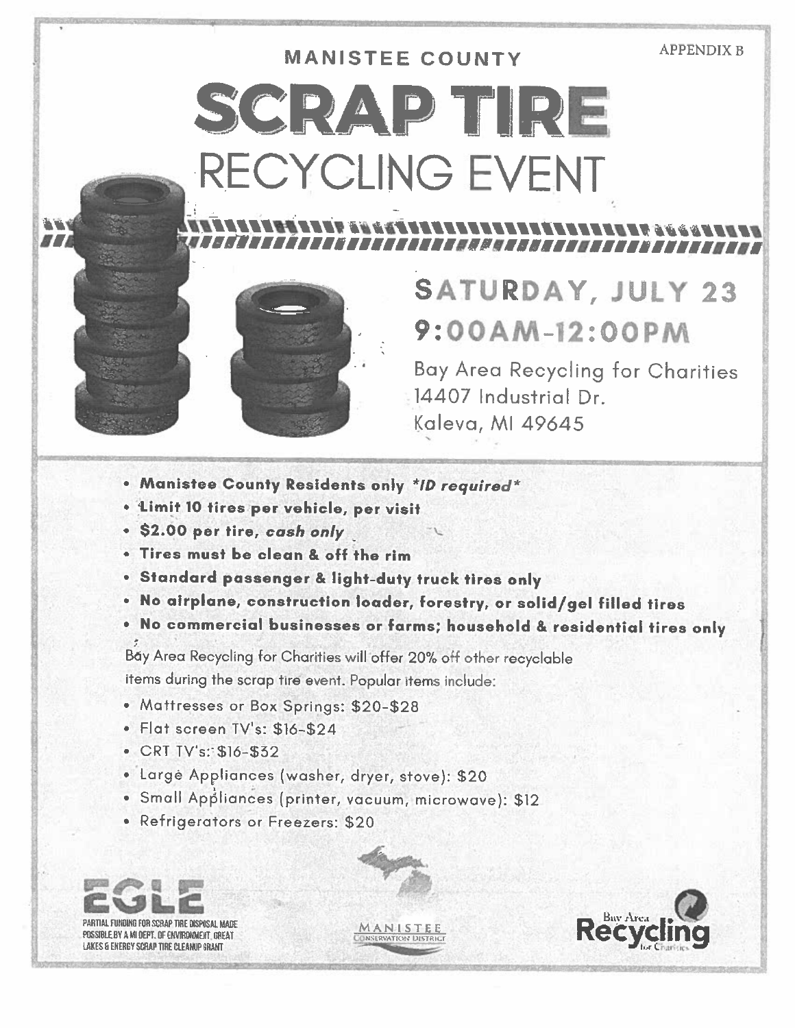APPENDIX B

# MANISTEE COUNTY

# SCRAP TIRE

# RECYCLING EVENT

## SATURDAY, JULY 23

## 9:00AM-12:00PM

Bay Area Recycling for Charities
14407 Industrial Dr.
Kaleva, MI 49645

- **Manistee County Residents only *\*ID required\****
- **Limit 10 tires per vehicle, per visit**
- **$2.00 per tire, *cash only***
- **Tires must be clean & off the rim**
- **Standard passenger & light-duty truck tires only**
- **No airplane, construction loader, forestry, or solid/gel filled tires**
- **No commercial businesses or farms; household & residential tires only**

Bay Area Recycling for Charities will offer 20% off other recyclable items during the scrap tire event. Popular items include:

- Mattresses or Box Springs: $20-$28
- Flat screen TV's: $16-$24
- CRT TV's: $16-$32
- Large Appliances (washer, dryer, stove): $20
- Small Appliances (printer, vacuum, microwave): $12
- Refrigerators or Freezers: $20

EGLE

PARTIAL FUNDING FOR SCRAP TIRE DISPOSAL MADE POSSIBLE BY A MI DEPT. OF ENVIRONMENT, GREAT LAKES & ENERGY SCRAP TIRE CLEANUP GRANT

MANISTEE CONSERVATION DISTRICT

Bay Area Recycling for Charities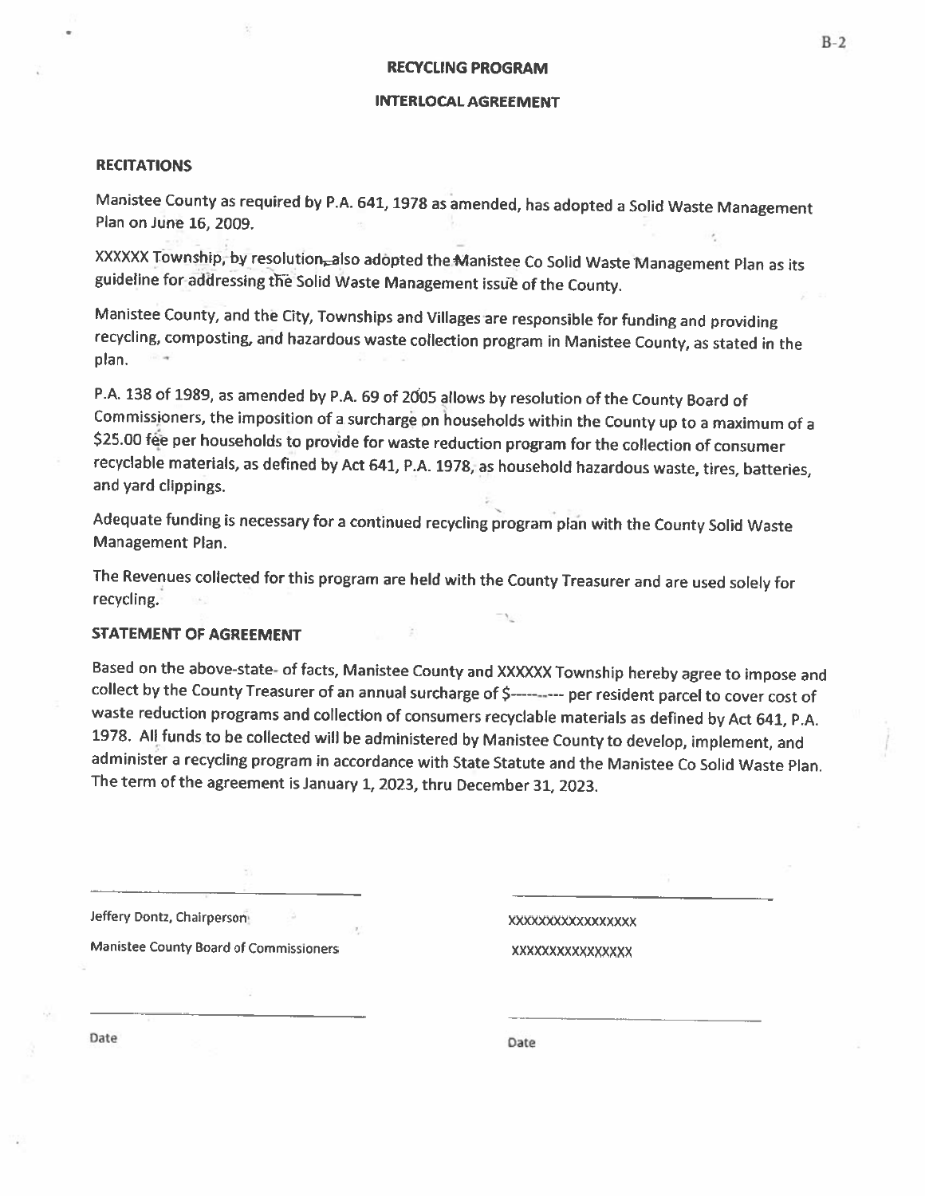# RECYCLING PROGRAM

## INTERLOCAL AGREEMENT

### RECITATIONS

Manistee County as required by P.A. 641, 1978 as amended, has adopted a Solid Waste Management Plan on June 16, 2009.

XXXXXX Township, by resolution, also adopted the Manistee Co Solid Waste Management Plan as its guideline for addressing the Solid Waste Management issue of the County.

Manistee County, and the City, Townships and Villages are responsible for funding and providing recycling, composting, and hazardous waste collection program in Manistee County, as stated in the plan.

P.A. 138 of 1989, as amended by P.A. 69 of 2005 allows by resolution of the County Board of Commissioners, the imposition of a surcharge on households within the County up to a maximum of a $25.00 fee per households to provide for waste reduction program for the collection of consumer recyclable materials, as defined by Act 641, P.A. 1978, as household hazardous waste, tires, batteries, and yard clippings.

Adequate funding is necessary for a continued recycling program plan with the County Solid Waste Management Plan.

The Revenues collected for this program are held with the County Treasurer and are used solely for recycling.

### STATEMENT OF AGREEMENT

Based on the above-state- of facts, Manistee County and XXXXXX Township hereby agree to impose and collect by the County Treasurer of an annual surcharge of $---------- per resident parcel to cover cost of waste reduction programs and collection of consumers recyclable materials as defined by Act 641, P.A. 1978. All funds to be collected will be administered by Manistee County to develop, implement, and administer a recycling program in accordance with State Statute and the Manistee Co Solid Waste Plan. The term of the agreement is January 1, 2023, thru December 31, 2023.

\_\_\_\_\_\_\_\_\_\_\_\_\_\_\_\_\_\_\_\_\_\_\_\_\_\_\_\_\_\_

Jeffery Dontz, Chairperson

Manistee County Board of Commissioners

\_\_\_\_\_\_\_\_\_\_\_\_\_\_\_\_\_\_\_\_\_\_\_\_\_\_\_\_\_\_

Date

\_\_\_\_\_\_\_\_\_\_\_\_\_\_\_\_\_\_\_\_\_\_\_\_\_\_\_\_\_\_

XXXXXXXXXXXXXXXXX

XXXXXXXXXXXXXXXX

\_\_\_\_\_\_\_\_\_\_\_\_\_\_\_\_\_\_\_\_\_\_\_\_\_\_\_\_\_\_

Date